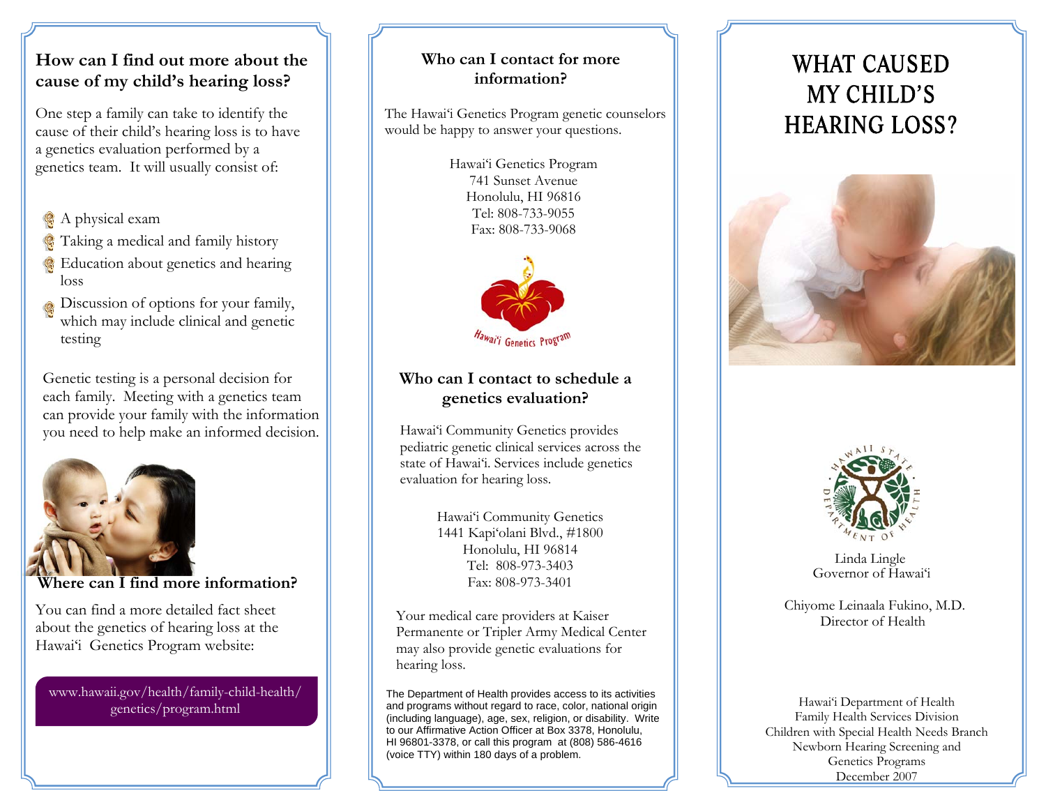## How can I find out more about the cause of my child's hearing loss?

One step a family can take to identify the cause of their child's hearing loss is to have a genetics evaluation performed by a genetics team. It will usually consist of:

- A physical exam
- Taking a medical and family history
- Education about genetics and hearing loss
- Discussion of options for your family, which may include clinical and genetic testing

Genetic testing is a personal decision for each family. Meeting with a genetics team can provide your family with the information you need to help make an informed decision.

## Where can I find more information?

You can find a more detailed fact sheet about the genetics of hearing loss at the Hawai'i Genetics Program website:

www.hawaii.gov/health/family-child-health/genetics/program.html

## Who can I contact for more information?

The Hawai'i Genetics Program genetic counselors would be happy to answer your questions.

Hawai'i Genetics Program
741 Sunset Avenue
Honolulu, HI 96816
Tel: 808-733-9055
Fax: 808-733-9068

Hawai'i Genetics Program

## Who can I contact to schedule a genetics evaluation?

Hawai'i Community Genetics provides pediatric genetic clinical services across the state of Hawai'i. Services include genetics evaluation for hearing loss.

Hawai'i Community Genetics
1441 Kapi'olani Blvd., #1800
Honolulu, HI 96814
Tel: 808-973-3403
Fax: 808-973-3401

Your medical care providers at Kaiser Permanente or Tripler Army Medical Center may also provide genetic evaluations for hearing loss.

The Department of Health provides access to its activities and programs without regard to race, color, national origin (including language), age, sex, religion, or disability. Write to our Affirmative Action Officer at Box 3378, Honolulu, HI 96801-3378, or call this program at (808) 586-4616 (voice TTY) within 180 days of a problem.

# WHAT CAUSED MY CHILD'S HEARING LOSS?

Hawaii State Department of Health

Linda Lingle
Governor of Hawai'i

Chiyome Leinaala Fukino, M.D.
Director of Health

Hawai'i Department of Health
Family Health Services Division
Children with Special Health Needs Branch
Newborn Hearing Screening and Genetics Programs
December 2007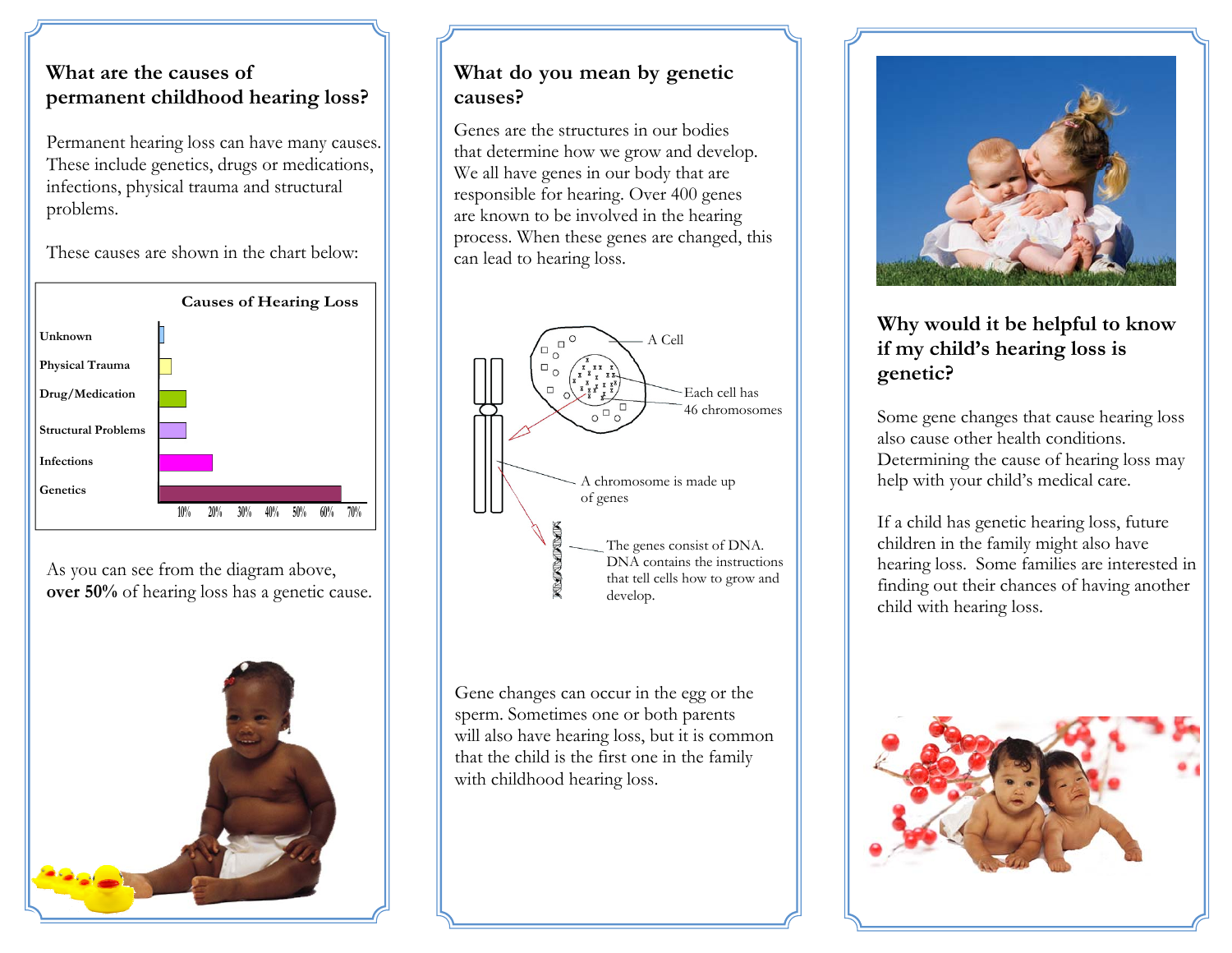## What are the causes of permanent childhood hearing loss?

Permanent hearing loss can have many causes. These include genetics, drugs or medications, infections, physical trauma and structural problems.

These causes are shown in the chart below:

Causes of Hearing Loss

Unknown
Physical Trauma
Drug/Medication
Structural Problems
Infections
Genetics

10% 20% 30% 40% 50% 60% 70%

As you can see from the diagram above, **over 50%** of hearing loss has a genetic cause.

## What do you mean by genetic causes?

Genes are the structures in our bodies that determine how we grow and develop. We all have genes in our body that are responsible for hearing. Over 400 genes are known to be involved in the hearing process. When these genes are changed, this can lead to hearing loss.

A Cell

Each cell has 46 chromosomes

A chromosome is made up of genes

The genes consist of DNA. DNA contains the instructions that tell cells how to grow and develop.

Gene changes can occur in the egg or the sperm. Sometimes one or both parents will also have hearing loss, but it is common that the child is the first one in the family with childhood hearing loss.

## Why would it be helpful to know if my child's hearing loss is genetic?

Some gene changes that cause hearing loss also cause other health conditions. Determining the cause of hearing loss may help with your child's medical care.

If a child has genetic hearing loss, future children in the family might also have hearing loss. Some families are interested in finding out their chances of having another child with hearing loss.